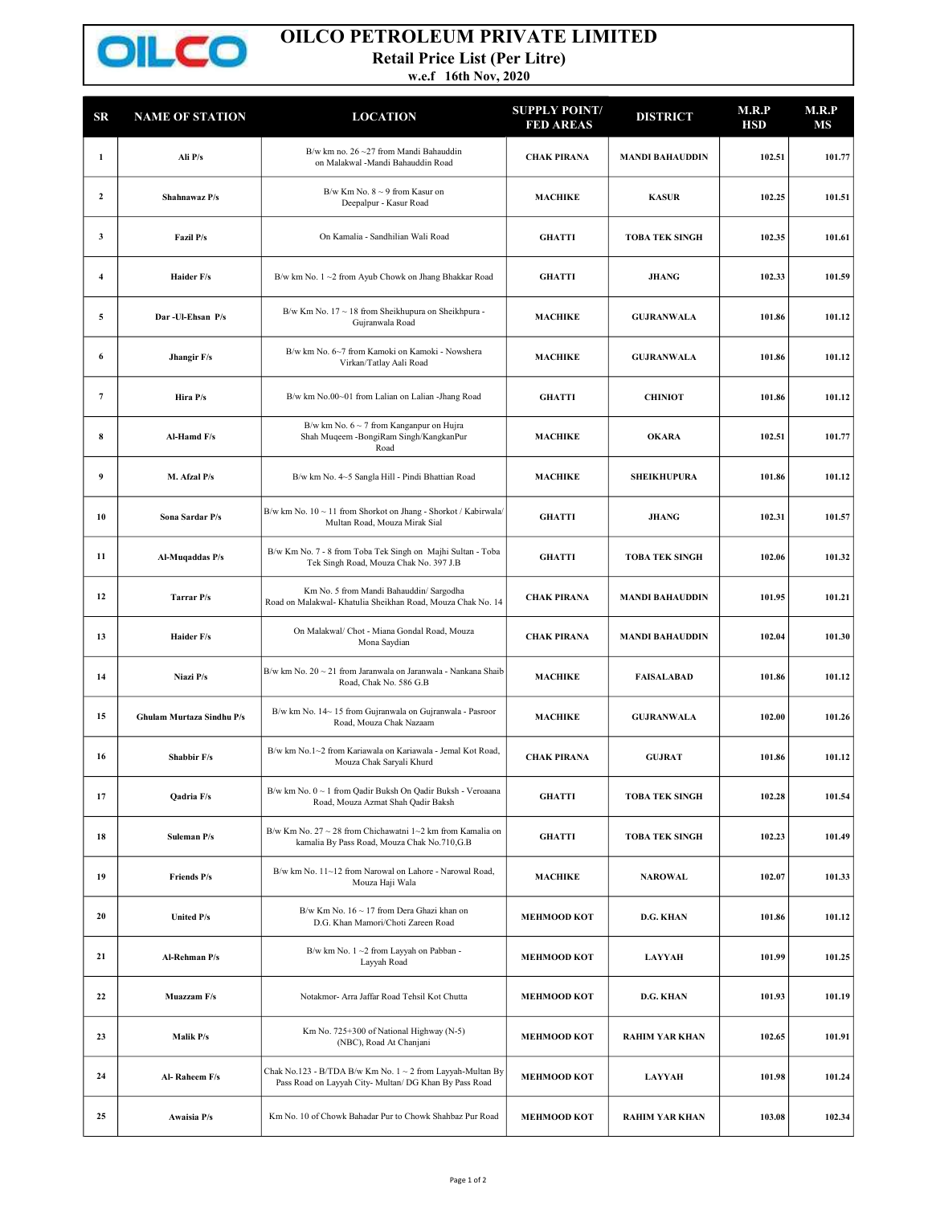# OILCO PETROLEUM PRIVATE LIMITED

## Retail Price List (Per Litre)

**w.e.f 16th Nov, 2020**

| SR | NAME OF STATION | LOCATION | SUPPLY POINT/ FED AREAS | DISTRICT | M.R.P HSD | M.R.P MS |
|---|---|---|---|---|---|---|
| 1 | Ali P/s | B/w km no. 26 ~27 from Mandi Bahauddin on Malakwal -Mandi Bahauddin Road | CHAK PIRANA | MANDI BAHAUDDIN | 102.51 | 101.77 |
| 2 | Shahnawaz P/s | B/w Km No. 8 ~ 9 from Kasur on Deepalpur - Kasur Road | MACHIKE | KASUR | 102.25 | 101.51 |
| 3 | Fazil P/s | On Kamalia - Sandhilian Wali Road | GHATTI | TOBA TEK SINGH | 102.35 | 101.61 |
| 4 | Haider F/s | B/w km No. 1 ~2 from Ayub Chowk on Jhang Bhakkar Road | GHATTI | JHANG | 102.33 | 101.59 |
| 5 | Dar -Ul-Ehsan P/s | B/w Km No. 17 ~ 18 from Sheikhupura on Sheikhpura - Gujranwala Road | MACHIKE | GUJRANWALA | 101.86 | 101.12 |
| 6 | Jhangir F/s | B/w km No. 6~7 from Kamoki on Kamoki - Nowshera Virkan/Tatlay Aali Road | MACHIKE | GUJRANWALA | 101.86 | 101.12 |
| 7 | Hira P/s | B/w km No.00~01 from Lalian on Lalian -Jhang Road | GHATTI | CHINIOT | 101.86 | 101.12 |
| 8 | Al-Hamd F/s | B/w km No. 6 ~ 7 from Kanganpur on Hujra Shah Muqeem -BongiRam Singh/KangkanPur Road | MACHIKE | OKARA | 102.51 | 101.77 |
| 9 | M. Afzal P/s | B/w km No. 4~5 Sangla Hill - Pindi Bhattian Road | MACHIKE | SHEIKHUPURA | 101.86 | 101.12 |
| 10 | Sona Sardar P/s | B/w km No. 10 ~ 11 from Shorkot on Jhang - Shorkot / Kabirwala/ Multan Road, Mouza Mirak Sial | GHATTI | JHANG | 102.31 | 101.57 |
| 11 | Al-Muqaddas P/s | B/w Km No. 7 - 8 from Toba Tek Singh on Majhi Sultan - Toba Tek Singh Road, Mouza Chak No. 397 J.B | GHATTI | TOBA TEK SINGH | 102.06 | 101.32 |
| 12 | Tarrar P/s | Km No. 5 from Mandi Bahauddin/ Sargodha Road on Malakwal- Khatulia Sheikhan Road, Mouza Chak No. 14 | CHAK PIRANA | MANDI BAHAUDDIN | 101.95 | 101.21 |
| 13 | Haider F/s | On Malakwal/ Chot - Miana Gondal Road, Mouza Mona Saydian | CHAK PIRANA | MANDI BAHAUDDIN | 102.04 | 101.30 |
| 14 | Niazi P/s | B/w km No. 20 ~ 21 from Jaranwala on Jaranwala - Nankana Shaib Road, Chak No. 586 G.B | MACHIKE | FAISALABAD | 101.86 | 101.12 |
| 15 | Ghulam Murtaza Sindhu P/s | B/w km No. 14~ 15 from Gujranwala on Gujranwala - Pasroor Road, Mouza Chak Nazaam | MACHIKE | GUJRANWALA | 102.00 | 101.26 |
| 16 | Shabbir F/s | B/w km No.1~2 from Kariawala on Kariawala - Jemal Kot Road, Mouza Chak Saryali Khurd | CHAK PIRANA | GUJRAT | 101.86 | 101.12 |
| 17 | Qadria F/s | B/w km No. 0 ~ 1 from Qadir Buksh On Qadir Buksh - Veroaana Road, Mouza Azmat Shah Qadir Baksh | GHATTI | TOBA TEK SINGH | 102.28 | 101.54 |
| 18 | Suleman P/s | B/w Km No. 27 ~ 28 from Chichawatni 1~2 km from Kamalia on kamalia By Pass Road, Mouza Chak No.710,G.B | GHATTI | TOBA TEK SINGH | 102.23 | 101.49 |
| 19 | Friends P/s | B/w km No. 11~12 from Narowal on Lahore - Narowal Road, Mouza Haji Wala | MACHIKE | NAROWAL | 102.07 | 101.33 |
| 20 | United P/s | B/w Km No. 16 ~ 17 from Dera Ghazi khan on D.G. Khan Mamori/Choti Zareen Road | MEHMOOD KOT | D.G. KHAN | 101.86 | 101.12 |
| 21 | Al-Rehman P/s | B/w km No. 1 ~2 from Layyah on Pabban - Layyah Road | MEHMOOD KOT | LAYYAH | 101.99 | 101.25 |
| 22 | Muazzam F/s | Notakmor- Arra Jaffar Road Tehsil Kot Chutta | MEHMOOD KOT | D.G. KHAN | 101.93 | 101.19 |
| 23 | Malik P/s | Km No. 725+300 of National Highway (N-5) (NBC), Road At Chanjani | MEHMOOD KOT | RAHIM YAR KHAN | 102.65 | 101.91 |
| 24 | Al- Raheem F/s | Chak No.123 - B/TDA B/w Km No. 1 ~ 2 from Layyah-Multan By Pass Road on Layyah City- Multan/ DG Khan By Pass Road | MEHMOOD KOT | LAYYAH | 101.98 | 101.24 |
| 25 | Awaisia P/s | Km No. 10 of Chowk Bahadar Pur to Chowk Shahbaz Pur Road | MEHMOOD KOT | RAHIM YAR KHAN | 103.08 | 102.34 |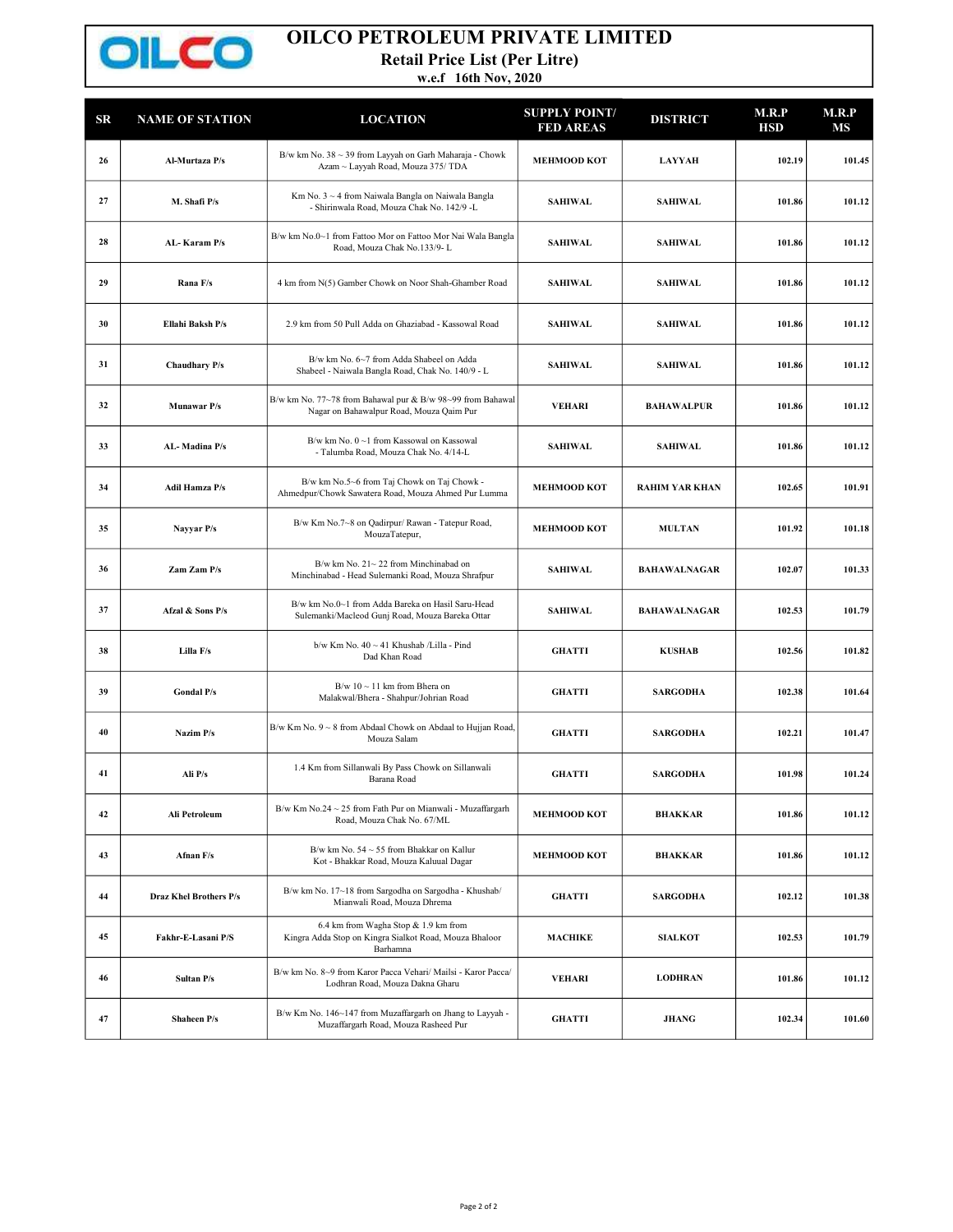# OILCO PETROLEUM PRIVATE LIMITED

## Retail Price List (Per Litre)

**w.e.f 16th Nov, 2020**

| SR | NAME OF STATION | LOCATION | SUPPLY POINT/ FED AREAS | DISTRICT | M.R.P HSD | M.R.P MS |
|---|---|---|---|---|---|---|
| 26 | Al-Murtaza P/s | B/w km No. 38 ~ 39 from Layyah on Garh Maharaja - Chowk Azam ~ Layyah Road, Mouza 375/ TDA | MEHMOOD KOT | LAYYAH | 102.19 | 101.45 |
| 27 | M. Shafi P/s | Km No. 3 ~ 4 from Naiwala Bangla on Naiwala Bangla - Shirinwala Road, Mouza Chak No. 142/9 -L | SAHIWAL | SAHIWAL | 101.86 | 101.12 |
| 28 | AL- Karam P/s | B/w km No.0~1 from Fattoo Mor on Fattoo Mor Nai Wala Bangla Road, Mouza Chak No.133/9- L | SAHIWAL | SAHIWAL | 101.86 | 101.12 |
| 29 | Rana F/s | 4 km from N(5) Gamber Chowk on Noor Shah-Ghamber Road | SAHIWAL | SAHIWAL | 101.86 | 101.12 |
| 30 | Ellahi Baksh P/s | 2.9 km from 50 Pull Adda on Ghaziabad - Kassowal Road | SAHIWAL | SAHIWAL | 101.86 | 101.12 |
| 31 | Chaudhary P/s | B/w km No. 6~7 from Adda Shabeel on Adda Shabeel - Naiwala Bangla Road, Chak No. 140/9 - L | SAHIWAL | SAHIWAL | 101.86 | 101.12 |
| 32 | Munawar P/s | B/w km No. 77~78 from Bahawal pur & B/w 98~99 from Bahawal Nagar on Bahawalpur Road, Mouza Qaim Pur | VEHARI | BAHAWALPUR | 101.86 | 101.12 |
| 33 | AL- Madina P/s | B/w km No. 0 ~1 from Kassowal on Kassowal - Talumba Road, Mouza Chak No. 4/14-L | SAHIWAL | SAHIWAL | 101.86 | 101.12 |
| 34 | Adil Hamza P/s | B/w km No.5~6 from Taj Chowk on Taj Chowk - Ahmedpur/Chowk Sawatera Road, Mouza Ahmed Pur Lumma | MEHMOOD KOT | RAHIM YAR KHAN | 102.65 | 101.91 |
| 35 | Nayyar P/s | B/w Km No.7~8 on Qadirpur/ Rawan - Tatepur Road, MouzaTatepur, | MEHMOOD KOT | MULTAN | 101.92 | 101.18 |
| 36 | Zam Zam P/s | B/w km No. 21~ 22 from Minchinabad on Minchinabad - Head Sulemanki Road, Mouza Shrafpur | SAHIWAL | BAHAWALNAGAR | 102.07 | 101.33 |
| 37 | Afzal & Sons P/s | B/w km No.0~1 from Adda Bareka on Hasil Saru-Head Sulemanki/Macleod Gunj Road, Mouza Bareka Ottar | SAHIWAL | BAHAWALNAGAR | 102.53 | 101.79 |
| 38 | Lilla F/s | b/w Km No. 40 ~ 41 Khushab /Lilla - Pind Dad Khan Road | GHATTI | KUSHAB | 102.56 | 101.82 |
| 39 | Gondal P/s | B/w 10 ~ 11 km from Bhera on Malakwal/Bhera - Shahpur/Johrian Road | GHATTI | SARGODHA | 102.38 | 101.64 |
| 40 | Nazim P/s | B/w Km No. 9 ~ 8 from Abdaal Chowk on Abdaal to Hujjan Road, Mouza Salam | GHATTI | SARGODHA | 102.21 | 101.47 |
| 41 | Ali P/s | 1.4 Km from Sillanwali By Pass Chowk on Sillanwali Barana Road | GHATTI | SARGODHA | 101.98 | 101.24 |
| 42 | Ali Petroleum | B/w Km No.24 ~ 25 from Fath Pur on Mianwali - Muzaffargarh Road, Mouza Chak No. 67/ML | MEHMOOD KOT | BHAKKAR | 101.86 | 101.12 |
| 43 | Afnan F/s | B/w km No. 54 ~ 55 from Bhakkar on Kallur Kot - Bhakkar Road, Mouza Kaluual Dagar | MEHMOOD KOT | BHAKKAR | 101.86 | 101.12 |
| 44 | Draz Khel Brothers P/s | B/w km No. 17~18 from Sargodha on Sargodha - Khushab/ Mianwali Road, Mouza Dhrema | GHATTI | SARGODHA | 102.12 | 101.38 |
| 45 | Fakhr-E-Lasani P/S | 6.4 km from Wagha Stop & 1.9 km from Kingra Adda Stop on Kingra Sialkot Road, Mouza Bhaloor Barhamna | MACHIKE | SIALKOT | 102.53 | 101.79 |
| 46 | Sultan P/s | B/w km No. 8~9 from Karor Pacca Vehari/ Mailsi - Karor Pacca/ Lodhran Road, Mouza Dakna Gharu | VEHARI | LODHRAN | 101.86 | 101.12 |
| 47 | Shaheen P/s | B/w Km No. 146~147 from Muzaffargarh on Jhang to Layyah - Muzaffargarh Road, Mouza Rasheed Pur | GHATTI | JHANG | 102.34 | 101.60 |